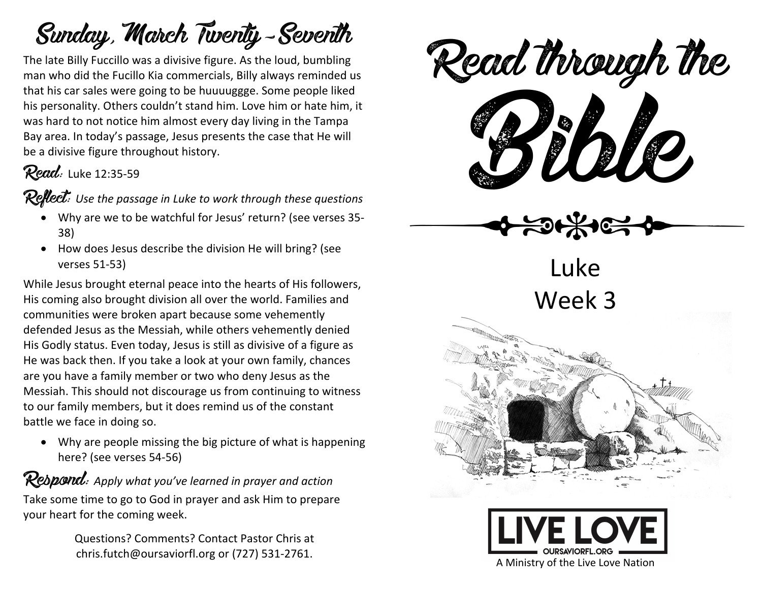## Sunday, March Twenty-Seventh

The late Billy Fuccillo was a divisive figure. As the loud, bumbling man who did the Fucillo Kia commercials, Billy always reminded us that his car sales were going to be huuuuggge. Some people liked his personality. Others couldn't stand him. Love him or hate him, it was hard to not notice him almost every day living in the Tampa Bay area. In today's passage, Jesus presents the case that He will be a divisive figure throughout history.

**Read:** Luke 12:35-59

**Reflect:** *Use the passage in Luke to work through these questions*

- Why are we to be watchful for Jesus' return? (see verses 35-38)
- How does Jesus describe the division He will bring? (see verses 51-53)

While Jesus brought eternal peace into the hearts of His followers, His coming also brought division all over the world. Families and communities were broken apart because some vehemently defended Jesus as the Messiah, while others vehemently denied His Godly status. Even today, Jesus is still as divisive of a figure as He was back then. If you take a look at your own family, chances are you have a family member or two who deny Jesus as the Messiah. This should not discourage us from continuing to witness to our family members, but it does remind us of the constant battle we face in doing so.

- Why are people missing the big picture of what is happening here? (see verses 54-56)

**Respond:** *Apply what you've learned in prayer and action*

Take some time to go to God in prayer and ask Him to prepare your heart for the coming week.

Questions? Comments? Contact Pastor Chris at chris.futch@oursaviorfl.org or (727) 531-2761.

# Read through the Bible

Luke
Week 3

LIVE LOVE
OURSAVIORFL.ORG

A Ministry of the Live Love Nation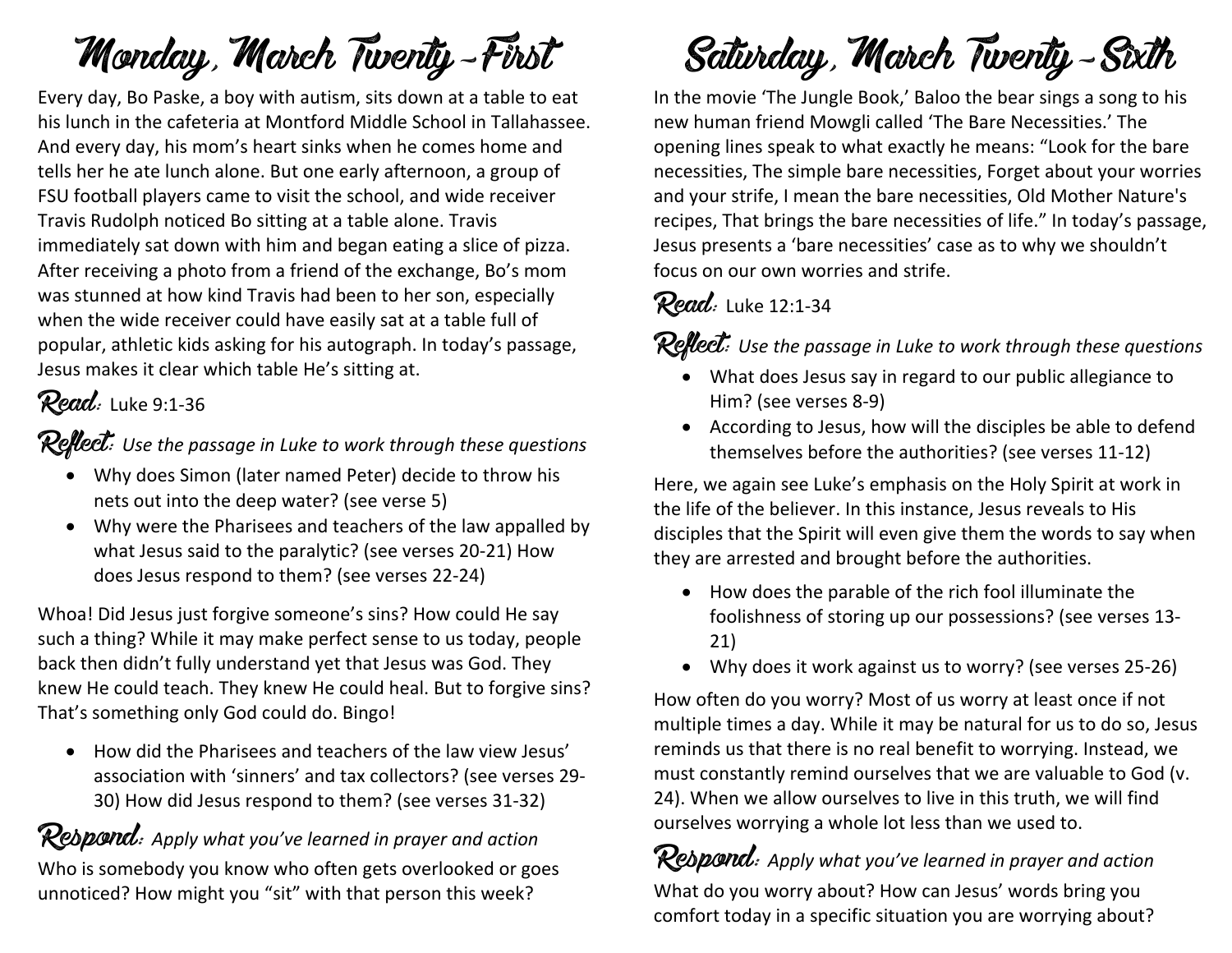# Monday, March Twenty-First

Every day, Bo Paske, a boy with autism, sits down at a table to eat his lunch in the cafeteria at Montford Middle School in Tallahassee. And every day, his mom's heart sinks when he comes home and tells her he ate lunch alone. But one early afternoon, a group of FSU football players came to visit the school, and wide receiver Travis Rudolph noticed Bo sitting at a table alone. Travis immediately sat down with him and began eating a slice of pizza. After receiving a photo from a friend of the exchange, Bo's mom was stunned at how kind Travis had been to her son, especially when the wide receiver could have easily sat at a table full of popular, athletic kids asking for his autograph. In today's passage, Jesus makes it clear which table He's sitting at.

## Read: Luke 9:1-36

## Reflect: *Use the passage in Luke to work through these questions*

- Why does Simon (later named Peter) decide to throw his nets out into the deep water? (see verse 5)
- Why were the Pharisees and teachers of the law appalled by what Jesus said to the paralytic? (see verses 20-21) How does Jesus respond to them? (see verses 22-24)

Whoa! Did Jesus just forgive someone's sins? How could He say such a thing? While it may make perfect sense to us today, people back then didn't fully understand yet that Jesus was God. They knew He could teach. They knew He could heal. But to forgive sins? That's something only God could do. Bingo!

- How did the Pharisees and teachers of the law view Jesus' association with 'sinners' and tax collectors? (see verses 29-30) How did Jesus respond to them? (see verses 31-32)

## Respond: *Apply what you've learned in prayer and action*

Who is somebody you know who often gets overlooked or goes unnoticed? How might you "sit" with that person this week?

# Saturday, March Twenty-Sixth

In the movie 'The Jungle Book,' Baloo the bear sings a song to his new human friend Mowgli called 'The Bare Necessities.' The opening lines speak to what exactly he means: "Look for the bare necessities, The simple bare necessities, Forget about your worries and your strife, I mean the bare necessities, Old Mother Nature's recipes, That brings the bare necessities of life." In today's passage, Jesus presents a 'bare necessities' case as to why we shouldn't focus on our own worries and strife.

## Read: Luke 12:1-34

## Reflect: *Use the passage in Luke to work through these questions*

- What does Jesus say in regard to our public allegiance to Him? (see verses 8-9)
- According to Jesus, how will the disciples be able to defend themselves before the authorities? (see verses 11-12)

Here, we again see Luke's emphasis on the Holy Spirit at work in the life of the believer. In this instance, Jesus reveals to His disciples that the Spirit will even give them the words to say when they are arrested and brought before the authorities.

- How does the parable of the rich fool illuminate the foolishness of storing up our possessions? (see verses 13-21)
- Why does it work against us to worry? (see verses 25-26)

How often do you worry? Most of us worry at least once if not multiple times a day. While it may be natural for us to do so, Jesus reminds us that there is no real benefit to worrying. Instead, we must constantly remind ourselves that we are valuable to God (v. 24). When we allow ourselves to live in this truth, we will find ourselves worrying a whole lot less than we used to.

## Respond: *Apply what you've learned in prayer and action*

What do you worry about? How can Jesus' words bring you comfort today in a specific situation you are worrying about?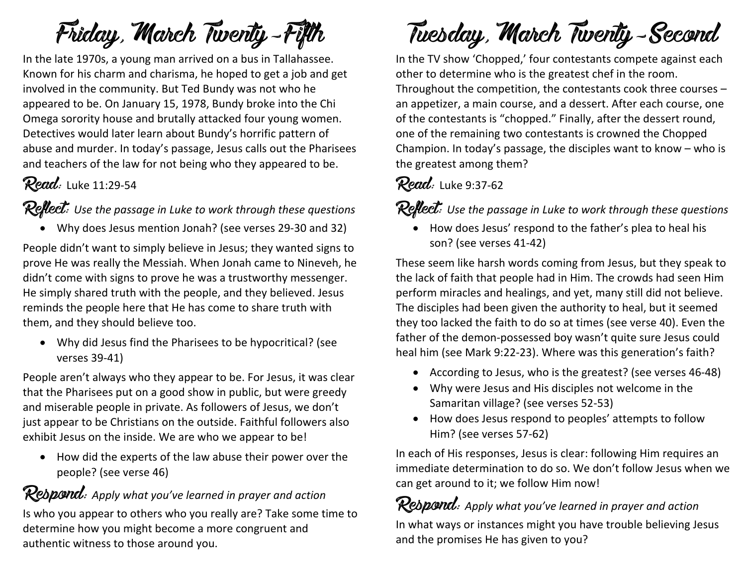# Friday, March Twenty-Fifth

In the late 1970s, a young man arrived on a bus in Tallahassee. Known for his charm and charisma, he hoped to get a job and get involved in the community. But Ted Bundy was not who he appeared to be. On January 15, 1978, Bundy broke into the Chi Omega sorority house and brutally attacked four young women. Detectives would later learn about Bundy's horrific pattern of abuse and murder. In today's passage, Jesus calls out the Pharisees and teachers of the law for not being who they appeared to be.

## Read: Luke 11:29-54

## Reflect: *Use the passage in Luke to work through these questions*

- Why does Jesus mention Jonah? (see verses 29-30 and 32)

People didn't want to simply believe in Jesus; they wanted signs to prove He was really the Messiah. When Jonah came to Nineveh, he didn't come with signs to prove he was a trustworthy messenger. He simply shared truth with the people, and they believed. Jesus reminds the people here that He has come to share truth with them, and they should believe too.

- Why did Jesus find the Pharisees to be hypocritical? (see verses 39-41)

People aren't always who they appear to be. For Jesus, it was clear that the Pharisees put on a good show in public, but were greedy and miserable people in private. As followers of Jesus, we don't just appear to be Christians on the outside. Faithful followers also exhibit Jesus on the inside. We are who we appear to be!

- How did the experts of the law abuse their power over the people? (see verse 46)

## Respond: *Apply what you've learned in prayer and action*

Is who you appear to others who you really are? Take some time to determine how you might become a more congruent and authentic witness to those around you.

# Tuesday, March Twenty-Second

In the TV show 'Chopped,' four contestants compete against each other to determine who is the greatest chef in the room. Throughout the competition, the contestants cook three courses – an appetizer, a main course, and a dessert. After each course, one of the contestants is "chopped." Finally, after the dessert round, one of the remaining two contestants is crowned the Chopped Champion. In today's passage, the disciples want to know – who is the greatest among them?

## Read: Luke 9:37-62

## Reflect: *Use the passage in Luke to work through these questions*

- How does Jesus' respond to the father's plea to heal his son? (see verses 41-42)

These seem like harsh words coming from Jesus, but they speak to the lack of faith that people had in Him. The crowds had seen Him perform miracles and healings, and yet, many still did not believe. The disciples had been given the authority to heal, but it seemed they too lacked the faith to do so at times (see verse 40). Even the father of the demon-possessed boy wasn't quite sure Jesus could heal him (see Mark 9:22-23). Where was this generation's faith?

- According to Jesus, who is the greatest? (see verses 46-48)
- Why were Jesus and His disciples not welcome in the Samaritan village? (see verses 52-53)
- How does Jesus respond to peoples' attempts to follow Him? (see verses 57-62)

In each of His responses, Jesus is clear: following Him requires an immediate determination to do so. We don't follow Jesus when we can get around to it; we follow Him now!

## Respond: *Apply what you've learned in prayer and action*

In what ways or instances might you have trouble believing Jesus and the promises He has given to you?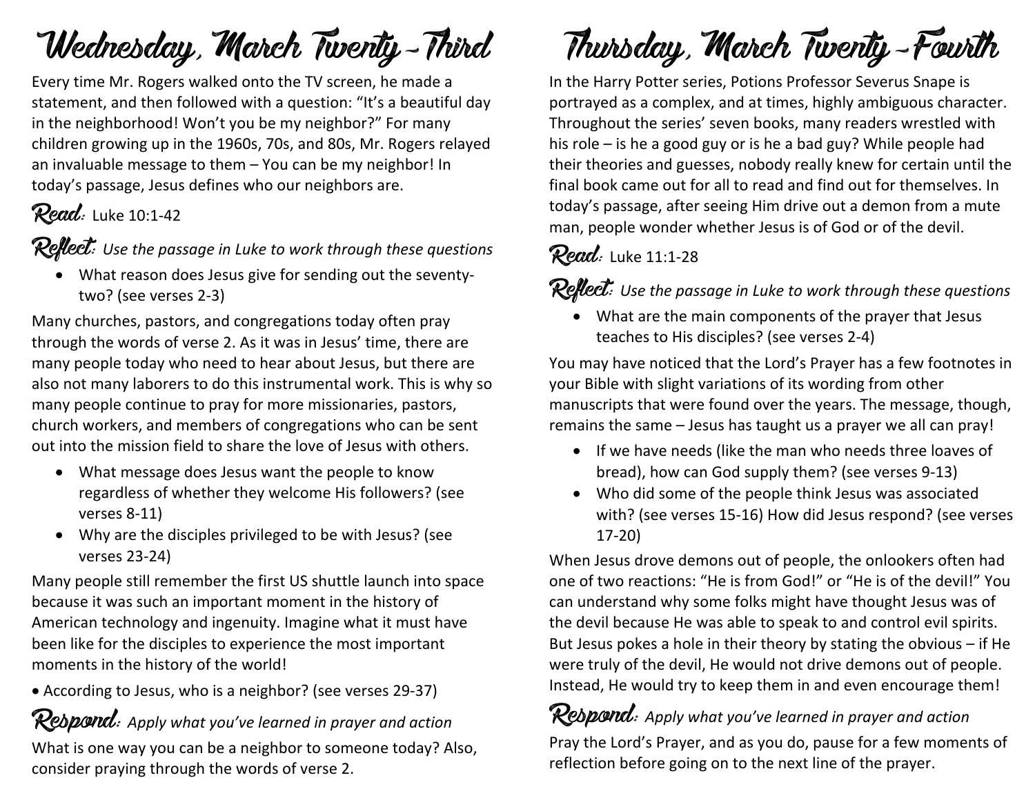# Wednesday, March Twenty-Third

Every time Mr. Rogers walked onto the TV screen, he made a statement, and then followed with a question: "It's a beautiful day in the neighborhood! Won't you be my neighbor?" For many children growing up in the 1960s, 70s, and 80s, Mr. Rogers relayed an invaluable message to them – You can be my neighbor! In today's passage, Jesus defines who our neighbors are.

**Read:** Luke 10:1-42

**Reflect:** *Use the passage in Luke to work through these questions*

- What reason does Jesus give for sending out the seventy-two? (see verses 2-3)

Many churches, pastors, and congregations today often pray through the words of verse 2. As it was in Jesus' time, there are many people today who need to hear about Jesus, but there are also not many laborers to do this instrumental work. This is why so many people continue to pray for more missionaries, pastors, church workers, and members of congregations who can be sent out into the mission field to share the love of Jesus with others.

- What message does Jesus want the people to know regardless of whether they welcome His followers? (see verses 8-11)
- Why are the disciples privileged to be with Jesus? (see verses 23-24)

Many people still remember the first US shuttle launch into space because it was such an important moment in the history of American technology and ingenuity. Imagine what it must have been like for the disciples to experience the most important moments in the history of the world!

- According to Jesus, who is a neighbor? (see verses 29-37)

**Respond:** *Apply what you've learned in prayer and action*

What is one way you can be a neighbor to someone today? Also, consider praying through the words of verse 2.

# Thursday, March Twenty-Fourth

In the Harry Potter series, Potions Professor Severus Snape is portrayed as a complex, and at times, highly ambiguous character. Throughout the series' seven books, many readers wrestled with his role – is he a good guy or is he a bad guy? While people had their theories and guesses, nobody really knew for certain until the final book came out for all to read and find out for themselves. In today's passage, after seeing Him drive out a demon from a mute man, people wonder whether Jesus is of God or of the devil.

**Read:** Luke 11:1-28

**Reflect:** *Use the passage in Luke to work through these questions*

- What are the main components of the prayer that Jesus teaches to His disciples? (see verses 2-4)

You may have noticed that the Lord's Prayer has a few footnotes in your Bible with slight variations of its wording from other manuscripts that were found over the years. The message, though, remains the same – Jesus has taught us a prayer we all can pray!

- If we have needs (like the man who needs three loaves of bread), how can God supply them? (see verses 9-13)
- Who did some of the people think Jesus was associated with? (see verses 15-16) How did Jesus respond? (see verses 17-20)

When Jesus drove demons out of people, the onlookers often had one of two reactions: "He is from God!" or "He is of the devil!" You can understand why some folks might have thought Jesus was of the devil because He was able to speak to and control evil spirits. But Jesus pokes a hole in their theory by stating the obvious – if He were truly of the devil, He would not drive demons out of people. Instead, He would try to keep them in and even encourage them!

**Respond:** *Apply what you've learned in prayer and action*

Pray the Lord's Prayer, and as you do, pause for a few moments of reflection before going on to the next line of the prayer.